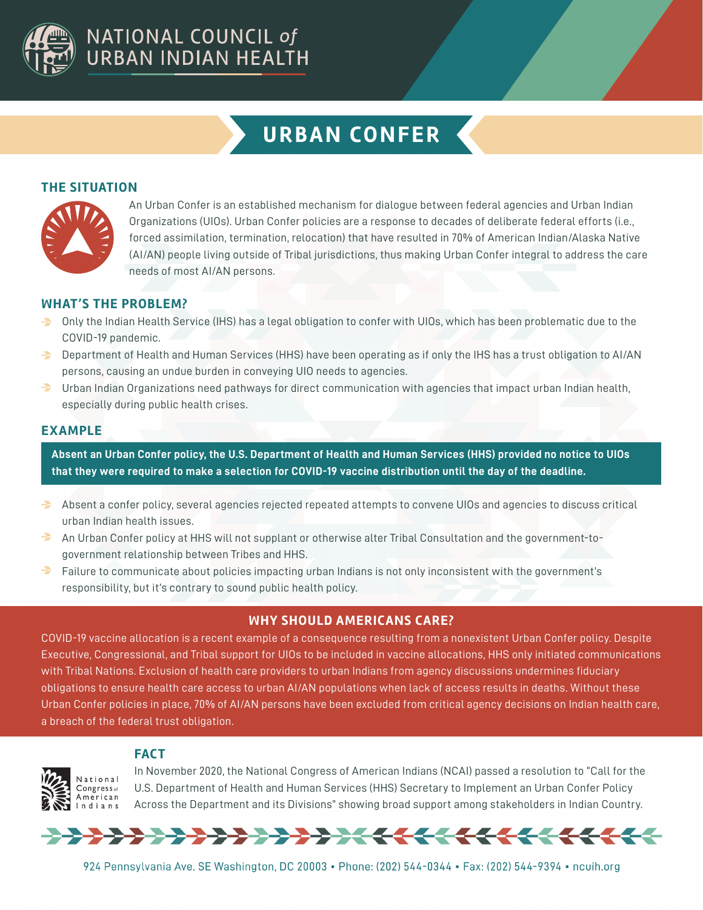NATIONAL COUNCIL *of* URBAN INDIAN HEALTH

# URBAN CONFER

## THE SITUATION

An Urban Confer is an established mechanism for dialogue between federal agencies and Urban Indian Organizations (UIOs). Urban Confer policies are a response to decades of deliberate federal efforts (i.e., forced assimilation, termination, relocation) that have resulted in 70% of American Indian/Alaska Native (AI/AN) people living outside of Tribal jurisdictions, thus making Urban Confer integral to address the care needs of most AI/AN persons.

## WHAT'S THE PROBLEM?

- Only the Indian Health Service (IHS) has a legal obligation to confer with UIOs, which has been problematic due to the COVID-19 pandemic.
- Department of Health and Human Services (HHS) have been operating as if only the IHS has a trust obligation to AI/AN persons, causing an undue burden in conveying UIO needs to agencies.
- Urban Indian Organizations need pathways for direct communication with agencies that impact urban Indian health, especially during public health crises.

## EXAMPLE

**Absent an Urban Confer policy, the U.S. Department of Health and Human Services (HHS) provided no notice to UIOs that they were required to make a selection for COVID-19 vaccine distribution until the day of the deadline.**

- Absent a confer policy, several agencies rejected repeated attempts to convene UIOs and agencies to discuss critical urban Indian health issues.
- An Urban Confer policy at HHS will not supplant or otherwise alter Tribal Consultation and the government-to-government relationship between Tribes and HHS.
- Failure to communicate about policies impacting urban Indians is not only inconsistent with the government's responsibility, but it's contrary to sound public health policy.

## WHY SHOULD AMERICANS CARE?

COVID-19 vaccine allocation is a recent example of a consequence resulting from a nonexistent Urban Confer policy. Despite Executive, Congressional, and Tribal support for UIOs to be included in vaccine allocations, HHS only initiated communications with Tribal Nations. Exclusion of health care providers to urban Indians from agency discussions undermines fiduciary obligations to ensure health care access to urban AI/AN populations when lack of access results in deaths. Without these Urban Confer policies in place, 70% of AI/AN persons have been excluded from critical agency decisions on Indian health care, a breach of the federal trust obligation.

## FACT

National Congress of American Indians

In November 2020, the National Congress of American Indians (NCAI) passed a resolution to "Call for the U.S. Department of Health and Human Services (HHS) Secretary to Implement an Urban Confer Policy Across the Department and its Divisions" showing broad support among stakeholders in Indian Country.

924 Pennsylvania Ave. SE Washington, DC 20003 • Phone: (202) 544-0344 • Fax: (202) 544-9394 • ncuih.org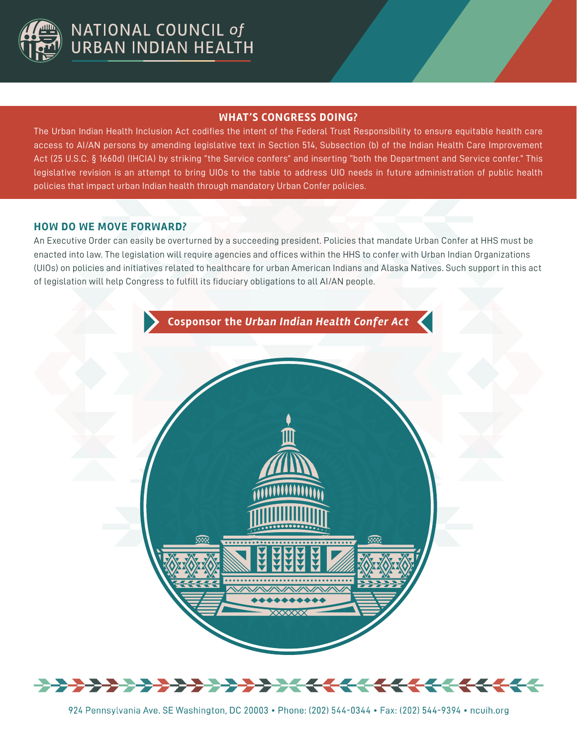NATIONAL COUNCIL *of* URBAN INDIAN HEALTH

## WHAT'S CONGRESS DOING?

The Urban Indian Health Inclusion Act codifies the intent of the Federal Trust Responsibility to ensure equitable health care access to AI/AN persons by amending legislative text in Section 514, Subsection (b) of the Indian Health Care Improvement Act (25 U.S.C. § 1660d) (IHCIA) by striking "the Service confers" and inserting "both the Department and Service confer." This legislative revision is an attempt to bring UIOs to the table to address UIO needs in future administration of public health policies that impact urban Indian health through mandatory Urban Confer policies.

## HOW DO WE MOVE FORWARD?

An Executive Order can easily be overturned by a succeeding president. Policies that mandate Urban Confer at HHS must be enacted into law. The legislation will require agencies and offices within the HHS to confer with Urban Indian Organizations (UIOs) on policies and initiatives related to healthcare for urban American Indians and Alaska Natives. Such support in this act of legislation will help Congress to fulfill its fiduciary obligations to all AI/AN people.

**Cosponsor the *Urban Indian Health Confer Act***

924 Pennsylvania Ave. SE Washington, DC 20003 • Phone: (202) 544-0344 • Fax: (202) 544-9394 • ncuih.org